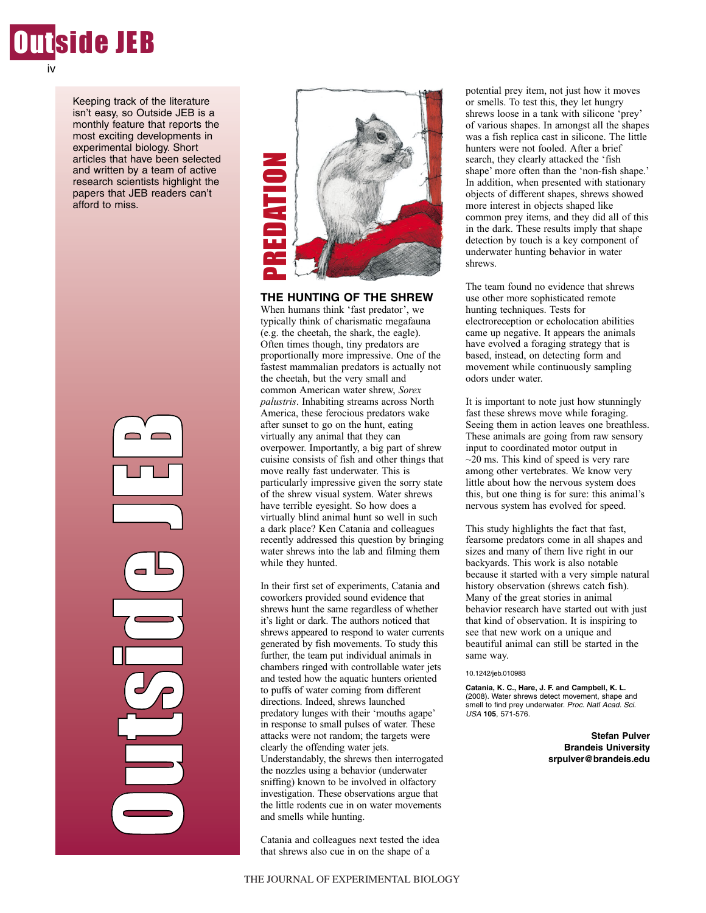# Outside JEB

Keeping track of the literature isn't easy, so Outside JEB is a monthly feature that reports the most exciting developments in experimental biology. Short articles that have been selected and written by a team of active research scientists highlight the papers that JEB readers can't afford to miss.

PREDATION

## THE HUNTING OF THE SHREW

When humans think 'fast predator', we typically think of charismatic megafauna (e.g. the cheetah, the shark, the eagle). Often times though, tiny predators are proportionally more impressive. One of the fastest mammalian predators is actually not the cheetah, but the very small and common American water shrew, *Sorex palustris*. Inhabiting streams across North America, these ferocious predators wake after sunset to go on the hunt, eating virtually any animal that they can overpower. Importantly, a big part of shrew cuisine consists of fish and other things that move really fast underwater. This is particularly impressive given the sorry state of the shrew visual system. Water shrews have terrible eyesight. So how does a virtually blind animal hunt so well in such a dark place? Ken Catania and colleagues recently addressed this question by bringing water shrews into the lab and filming them while they hunted.

In their first set of experiments, Catania and coworkers provided sound evidence that shrews hunt the same regardless of whether it's light or dark. The authors noticed that shrews appeared to respond to water currents generated by fish movements. To study this further, the team put individual animals in chambers ringed with controllable water jets and tested how the aquatic hunters oriented to puffs of water coming from different directions. Indeed, shrews launched predatory lunges with their 'mouths agape' in response to small pulses of water. These attacks were not random; the targets were clearly the offending water jets. Understandably, the shrews then interrogated the nozzles using a behavior (underwater sniffing) known to be involved in olfactory investigation. These observations argue that the little rodents cue in on water movements and smells while hunting.

Catania and colleagues next tested the idea that shrews also cue in on the shape of a potential prey item, not just how it moves or smells. To test this, they let hungry shrews loose in a tank with silicone 'prey' of various shapes. In amongst all the shapes was a fish replica cast in silicone. The little hunters were not fooled. After a brief search, they clearly attacked the 'fish shape' more often than the 'non-fish shape.' In addition, when presented with stationary objects of different shapes, shrews showed more interest in objects shaped like common prey items, and they did all of this in the dark. These results imply that shape detection by touch is a key component of underwater hunting behavior in water shrews.

The team found no evidence that shrews use other more sophisticated remote hunting techniques. Tests for electroreception or echolocation abilities came up negative. It appears the animals have evolved a foraging strategy that is based, instead, on detecting form and movement while continuously sampling odors under water.

It is important to note just how stunningly fast these shrews move while foraging. Seeing them in action leaves one breathless. These animals are going from raw sensory input to coordinated motor output in ~20 ms. This kind of speed is very rare among other vertebrates. We know very little about how the nervous system does this, but one thing is for sure: this animal's nervous system has evolved for speed.

This study highlights the fact that fast, fearsome predators come in all shapes and sizes and many of them live right in our backyards. This work is also notable because it started with a very simple natural history observation (shrews catch fish). Many of the great stories in animal behavior research have started out with just that kind of observation. It is inspiring to see that new work on a unique and beautiful animal can still be started in the same way.

10.1242/jeb.010983

**Catania, K. C., Hare, J. F. and Campbell, K. L.** (2008). Water shrews detect movement, shape and smell to find prey underwater. *Proc. Natl Acad. Sci. USA* **105**, 571-576.

**Stefan Pulver**
**Brandeis University**
**srpulver@brandeis.edu**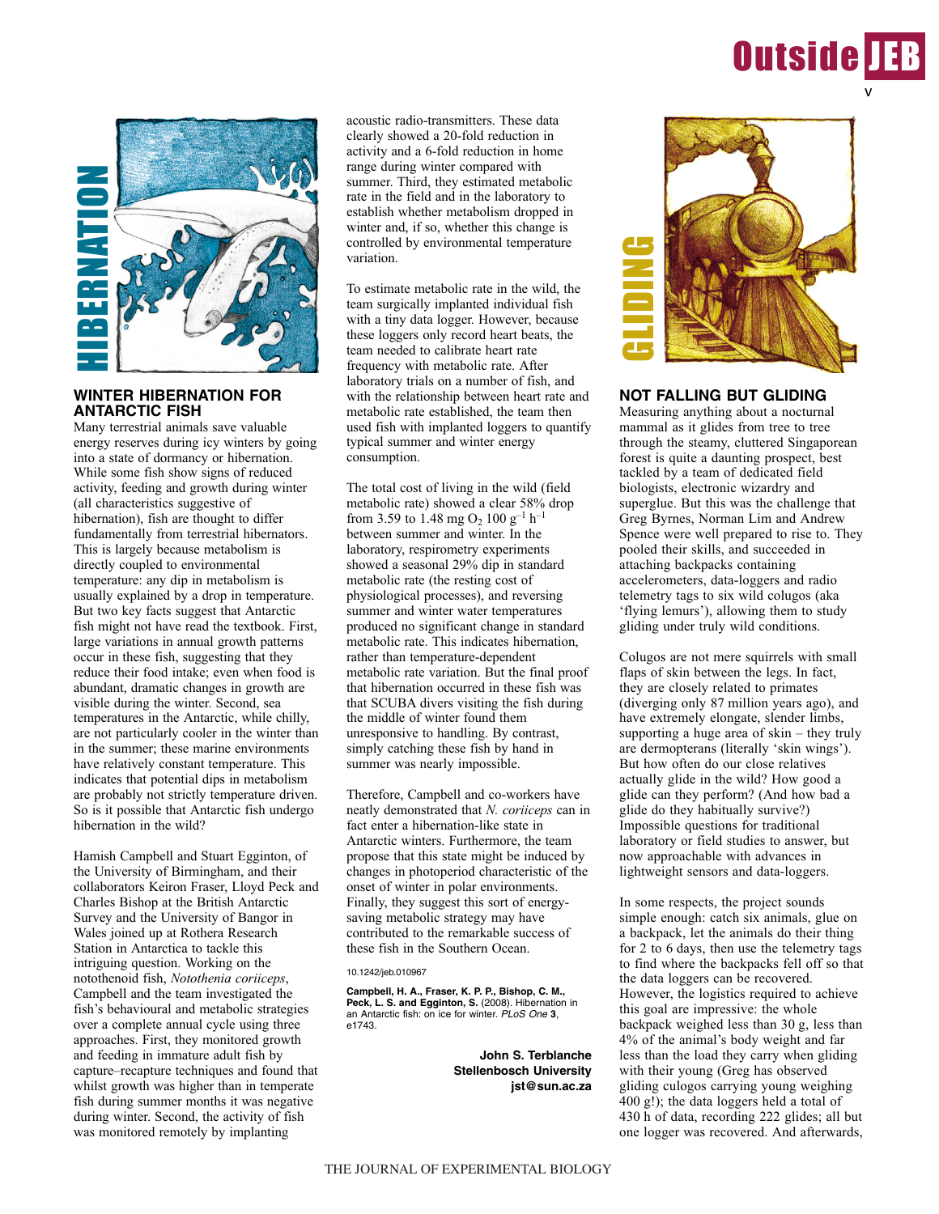# HIBERNATION

## WINTER HIBERNATION FOR ANTARCTIC FISH

Many terrestrial animals save valuable energy reserves during icy winters by going into a state of dormancy or hibernation. While some fish show signs of reduced activity, feeding and growth during winter (all characteristics suggestive of hibernation), fish are thought to differ fundamentally from terrestrial hibernators. This is largely because metabolism is directly coupled to environmental temperature: any dip in metabolism is usually explained by a drop in temperature. But two key facts suggest that Antarctic fish might not have read the textbook. First, large variations in annual growth patterns occur in these fish, suggesting that they reduce their food intake; even when food is abundant, dramatic changes in growth are visible during the winter. Second, sea temperatures in the Antarctic, while chilly, are not particularly cooler in the winter than in the summer; these marine environments have relatively constant temperature. This indicates that potential dips in metabolism are probably not strictly temperature driven. So is it possible that Antarctic fish undergo hibernation in the wild?

Hamish Campbell and Stuart Egginton, of the University of Birmingham, and their collaborators Keiron Fraser, Lloyd Peck and Charles Bishop at the British Antarctic Survey and the University of Bangor in Wales joined up at Rothera Research Station in Antarctica to tackle this intriguing question. Working on the notothenoid fish, *Notothenia coriiceps*, Campbell and the team investigated the fish's behavioural and metabolic strategies over a complete annual cycle using three approaches. First, they monitored growth and feeding in immature adult fish by capture–recapture techniques and found that whilst growth was higher than in temperate fish during summer months it was negative during winter. Second, the activity of fish was monitored remotely by implanting acoustic radio-transmitters. These data clearly showed a 20-fold reduction in activity and a 6-fold reduction in home range during winter compared with summer. Third, they estimated metabolic rate in the field and in the laboratory to establish whether metabolism dropped in winter and, if so, whether this change is controlled by environmental temperature variation.

To estimate metabolic rate in the wild, the team surgically implanted individual fish with a tiny data logger. However, because these loggers only record heart beats, the team needed to calibrate heart rate frequency with metabolic rate. After laboratory trials on a number of fish, and with the relationship between heart rate and metabolic rate established, the team then used fish with implanted loggers to quantify typical summer and winter energy consumption.

The total cost of living in the wild (field metabolic rate) showed a clear 58% drop from 3.59 to 1.48 mg $O_2$ 100 $g^{-1}$ $h^{-1}$ between summer and winter. In the laboratory, respirometry experiments showed a seasonal 29% dip in standard metabolic rate (the resting cost of physiological processes), and reversing summer and winter water temperatures produced no significant change in standard metabolic rate. This indicates hibernation, rather than temperature-dependent metabolic rate variation. But the final proof that hibernation occurred in these fish was that SCUBA divers visiting the fish during the middle of winter found them unresponsive to handling. By contrast, simply catching these fish by hand in summer was nearly impossible.

Therefore, Campbell and co-workers have neatly demonstrated that *N. coriiceps* can in fact enter a hibernation-like state in Antarctic winters. Furthermore, the team propose that this state might be induced by changes in photoperiod characteristic of the onset of winter in polar environments. Finally, they suggest this sort of energy-saving metabolic strategy may have contributed to the remarkable success of these fish in the Southern Ocean.

10.1242/jeb.010967

**Campbell, H. A., Fraser, K. P. P., Bishop, C. M., Peck, L. S. and Egginton, S.** (2008). Hibernation in an Antarctic fish: on ice for winter. *PLoS One* **3**, e1743.

**John S. Terblanche**
**Stellenbosch University**
**jst@sun.ac.za**

# GLIDING

## NOT FALLING BUT GLIDING

Measuring anything about a nocturnal mammal as it glides from tree to tree through the steamy, cluttered Singaporean forest is quite a daunting prospect, best tackled by a team of dedicated field biologists, electronic wizardry and superglue. But this was the challenge that Greg Byrnes, Norman Lim and Andrew Spence were well prepared to rise to. They pooled their skills, and succeeded in attaching backpacks containing accelerometers, data-loggers and radio telemetry tags to six wild colugos (aka 'flying lemurs'), allowing them to study gliding under truly wild conditions.

Colugos are not mere squirrels with small flaps of skin between the legs. In fact, they are closely related to primates (diverging only 87 million years ago), and have extremely elongate, slender limbs, supporting a huge area of skin – they truly are dermopterans (literally 'skin wings'). But how often do our close relatives actually glide in the wild? How good a glide can they perform? (And how bad a glide do they habitually survive?) Impossible questions for traditional laboratory or field studies to answer, but now approachable with advances in lightweight sensors and data-loggers.

In some respects, the project sounds simple enough: catch six animals, glue on a backpack, let the animals do their thing for 2 to 6 days, then use the telemetry tags to find where the backpacks fell off so that the data loggers can be recovered. However, the logistics required to achieve this goal are impressive: the whole backpack weighed less than 30 g, less than 4% of the animal's body weight and far less than the load they carry when gliding with their young (Greg has observed gliding culogos carrying young weighing 400 g!); the data loggers held a total of 430 h of data, recording 222 glides; all but one logger was recovered. And afterwards,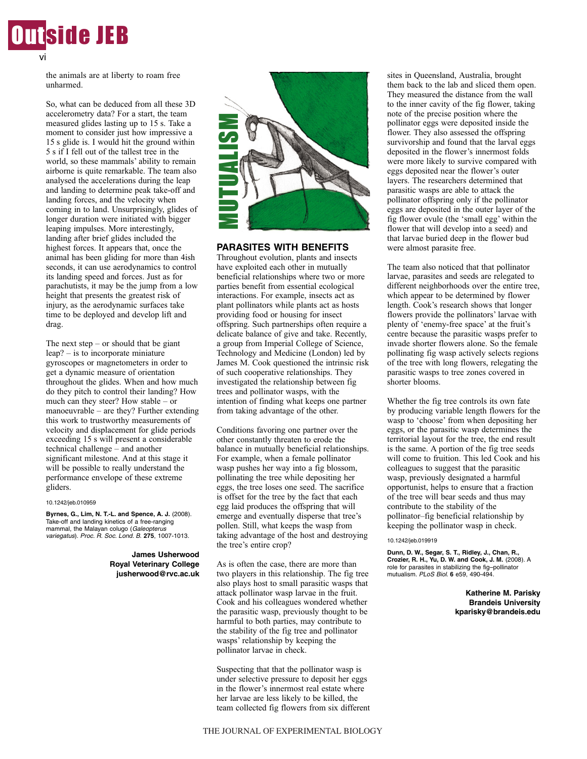the animals are at liberty to roam free unharmed.

So, what can be deduced from all these 3D accelerometry data? For a start, the team measured glides lasting up to 15 s. Take a moment to consider just how impressive a 15 s glide is. I would hit the ground within 5 s if I fell out of the tallest tree in the world, so these mammals' ability to remain airborne is quite remarkable. The team also analysed the accelerations during the leap and landing to determine peak take-off and landing forces, and the velocity when coming in to land. Unsurprisingly, glides of longer duration were initiated with bigger leaping impulses. More interestingly, landing after brief glides included the highest forces. It appears that, once the animal has been gliding for more than 4ish seconds, it can use aerodynamics to control its landing speed and forces. Just as for parachutists, it may be the jump from a low height that presents the greatest risk of injury, as the aerodynamic surfaces take time to be deployed and develop lift and drag.

The next step – or should that be giant leap? – is to incorporate miniature gyroscopes or magnetometers in order to get a dynamic measure of orientation throughout the glides. When and how much do they pitch to control their landing? How much can they steer? How stable – or manoeuvrable – are they? Further extending this work to trustworthy measurements of velocity and displacement for glide periods exceeding 15 s will present a considerable technical challenge – and another significant milestone. And at this stage it will be possible to really understand the performance envelope of these extreme gliders.

10.1242/jeb.010959

**Byrnes, G., Lim, N. T.-L. and Spence, A. J.** (2008). Take-off and landing kinetics of a free-ranging mammal, the Malayan colugo (*Galeopterus variegatus*). *Proc. R. Soc. Lond. B.* **275**, 1007-1013.

**James Usherwood**
**Royal Veterinary College**
**jusherwood@rvc.ac.uk**

MUTUALISM

## PARASITES WITH BENEFITS

Throughout evolution, plants and insects have exploited each other in mutually beneficial relationships where two or more parties benefit from essential ecological interactions. For example, insects act as plant pollinators while plants act as hosts providing food or housing for insect offspring. Such partnerships often require a delicate balance of give and take. Recently, a group from Imperial College of Science, Technology and Medicine (London) led by James M. Cook questioned the intrinsic risk of such cooperative relationships. They investigated the relationship between fig trees and pollinator wasps, with the intention of finding what keeps one partner from taking advantage of the other.

Conditions favoring one partner over the other constantly threaten to erode the balance in mutually beneficial relationships. For example, when a female pollinator wasp pushes her way into a fig blossom, pollinating the tree while depositing her eggs, the tree loses one seed. The sacrifice is offset for the tree by the fact that each egg laid produces the offspring that will emerge and eventually disperse that tree's pollen. Still, what keeps the wasp from taking advantage of the host and destroying the tree's entire crop?

As is often the case, there are more than two players in this relationship. The fig tree also plays host to small parasitic wasps that attack pollinator wasp larvae in the fruit. Cook and his colleagues wondered whether the parasitic wasp, previously thought to be harmful to both parties, may contribute to the stability of the fig tree and pollinator wasps' relationship by keeping the pollinator larvae in check.

Suspecting that that the pollinator wasp is under selective pressure to deposit her eggs in the flower's innermost real estate where her larvae are less likely to be killed, the team collected fig flowers from six different sites in Queensland, Australia, brought them back to the lab and sliced them open. They measured the distance from the wall to the inner cavity of the fig flower, taking note of the precise position where the pollinator eggs were deposited inside the flower. They also assessed the offspring survivorship and found that the larval eggs deposited in the flower's innermost folds were more likely to survive compared with eggs deposited near the flower's outer layers. The researchers determined that parasitic wasps are able to attack the pollinator offspring only if the pollinator eggs are deposited in the outer layer of the fig flower ovule (the 'small egg' within the flower that will develop into a seed) and that larvae buried deep in the flower bud were almost parasite free.

The team also noticed that that pollinator larvae, parasites and seeds are relegated to different neighborhoods over the entire tree, which appear to be determined by flower length. Cook's research shows that longer flowers provide the pollinators' larvae with plenty of 'enemy-free space' at the fruit's centre because the parasitic wasps prefer to invade shorter flowers alone. So the female pollinating fig wasp actively selects regions of the tree with long flowers, relegating the parasitic wasps to tree zones covered in shorter blooms.

Whether the fig tree controls its own fate by producing variable length flowers for the wasp to 'choose' from when depositing her eggs, or the parasitic wasp determines the territorial layout for the tree, the end result is the same. A portion of the fig tree seeds will come to fruition. This led Cook and his colleagues to suggest that the parasitic wasp, previously designated a harmful opportunist, helps to ensure that a fraction of the tree will bear seeds and thus may contribute to the stability of the pollinator–fig beneficial relationship by keeping the pollinator wasp in check.

10.1242/jeb.019919

**Dunn, D. W., Segar, S. T., Ridley, J., Chan, R., Crozier, R. H., Yu, D. W. and Cook, J. M.** (2008). A role for parasites in stabilizing the fig–pollinator mutualism. *PLoS Biol.* **6** e59, 490-494.

**Katherine M. Parisky**
**Brandeis University**
**kparisky@brandeis.edu**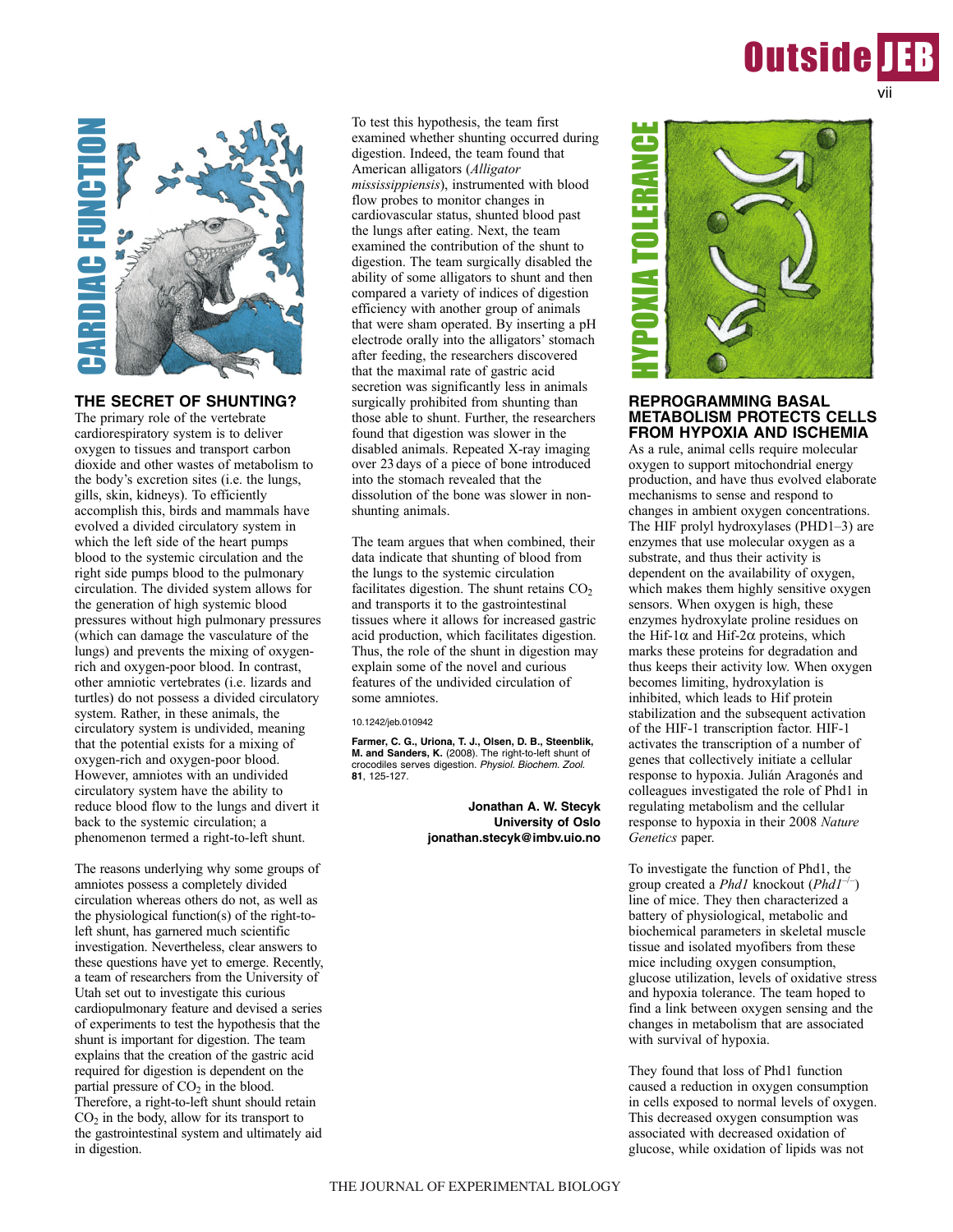## CARDIAC FUNCTION

### THE SECRET OF SHUNTING?

The primary role of the vertebrate cardiorespiratory system is to deliver oxygen to tissues and transport carbon dioxide and other wastes of metabolism to the body's excretion sites (i.e. the lungs, gills, skin, kidneys). To efficiently accomplish this, birds and mammals have evolved a divided circulatory system in which the left side of the heart pumps blood to the systemic circulation and the right side pumps blood to the pulmonary circulation. The divided system allows for the generation of high systemic blood pressures without high pulmonary pressures (which can damage the vasculature of the lungs) and prevents the mixing of oxygen-rich and oxygen-poor blood. In contrast, other amniotic vertebrates (i.e. lizards and turtles) do not possess a divided circulatory system. Rather, in these animals, the circulatory system is undivided, meaning that the potential exists for a mixing of oxygen-rich and oxygen-poor blood. However, amniotes with an undivided circulatory system have the ability to reduce blood flow to the lungs and divert it back to the systemic circulation; a phenomenon termed a right-to-left shunt.

The reasons underlying why some groups of amniotes possess a completely divided circulation whereas others do not, as well as the physiological function(s) of the right-to-left shunt, has garnered much scientific investigation. Nevertheless, clear answers to these questions have yet to emerge. Recently, a team of researchers from the University of Utah set out to investigate this curious cardiopulmonary feature and devised a series of experiments to test the hypothesis that the shunt is important for digestion. The team explains that the creation of the gastric acid required for digestion is dependent on the partial pressure of $CO_2$ in the blood. Therefore, a right-to-left shunt should retain $CO_2$ in the body, allow for its transport to the gastrointestinal system and ultimately aid in digestion.

To test this hypothesis, the team first examined whether shunting occurred during digestion. Indeed, the team found that American alligators (*Alligator mississippiensis*), instrumented with blood flow probes to monitor changes in cardiovascular status, shunted blood past the lungs after eating. Next, the team examined the contribution of the shunt to digestion. The team surgically disabled the ability of some alligators to shunt and then compared a variety of indices of digestion efficiency with another group of animals that were sham operated. By inserting a pH electrode orally into the alligators' stomach after feeding, the researchers discovered that the maximal rate of gastric acid secretion was significantly less in animals surgically prohibited from shunting than those able to shunt. Further, the researchers found that digestion was slower in the disabled animals. Repeated X-ray imaging over 23 days of a piece of bone introduced into the stomach revealed that the dissolution of the bone was slower in non-shunting animals.

The team argues that when combined, their data indicate that shunting of blood from the lungs to the systemic circulation facilitates digestion. The shunt retains $CO_2$ and transports it to the gastrointestinal tissues where it allows for increased gastric acid production, which facilitates digestion. Thus, the role of the shunt in digestion may explain some of the novel and curious features of the undivided circulation of some amniotes.

10.1242/jeb.010942

**Farmer, C. G., Uriona, T. J., Olsen, D. B., Steenblik, M. and Sanders, K.** (2008). The right-to-left shunt of crocodiles serves digestion. *Physiol. Biochem. Zool.* **81**, 125-127.

**Jonathan A. W. Stecyk**
**University of Oslo**
**jonathan.stecyk@imbv.uio.no**

## HYPOXIA TOLERANCE

### REPROGRAMMING BASAL METABOLISM PROTECTS CELLS FROM HYPOXIA AND ISCHEMIA

As a rule, animal cells require molecular oxygen to support mitochondrial energy production, and have thus evolved elaborate mechanisms to sense and respond to changes in ambient oxygen concentrations. The HIF prolyl hydroxylases (PHD1–3) are enzymes that use molecular oxygen as a substrate, and thus their activity is dependent on the availability of oxygen, which makes them highly sensitive oxygen sensors. When oxygen is high, these enzymes hydroxylate proline residues on the Hif-1α and Hif-2α proteins, which marks these proteins for degradation and thus keeps their activity low. When oxygen becomes limiting, hydroxylation is inhibited, which leads to Hif protein stabilization and the subsequent activation of the HIF-1 transcription factor. HIF-1 activates the transcription of a number of genes that collectively initiate a cellular response to hypoxia. Julián Aragonés and colleagues investigated the role of Phd1 in regulating metabolism and the cellular response to hypoxia in their 2008 *Nature Genetics* paper.

To investigate the function of Phd1, the group created a *Phd1* knockout ($Phd1^{-/-}$) line of mice. They then characterized a battery of physiological, metabolic and biochemical parameters in skeletal muscle tissue and isolated myofibers from these mice including oxygen consumption, glucose utilization, levels of oxidative stress and hypoxia tolerance. The team hoped to find a link between oxygen sensing and the changes in metabolism that are associated with survival of hypoxia.

They found that loss of Phd1 function caused a reduction in oxygen consumption in cells exposed to normal levels of oxygen. This decreased oxygen consumption was associated with decreased oxidation of glucose, while oxidation of lipids was not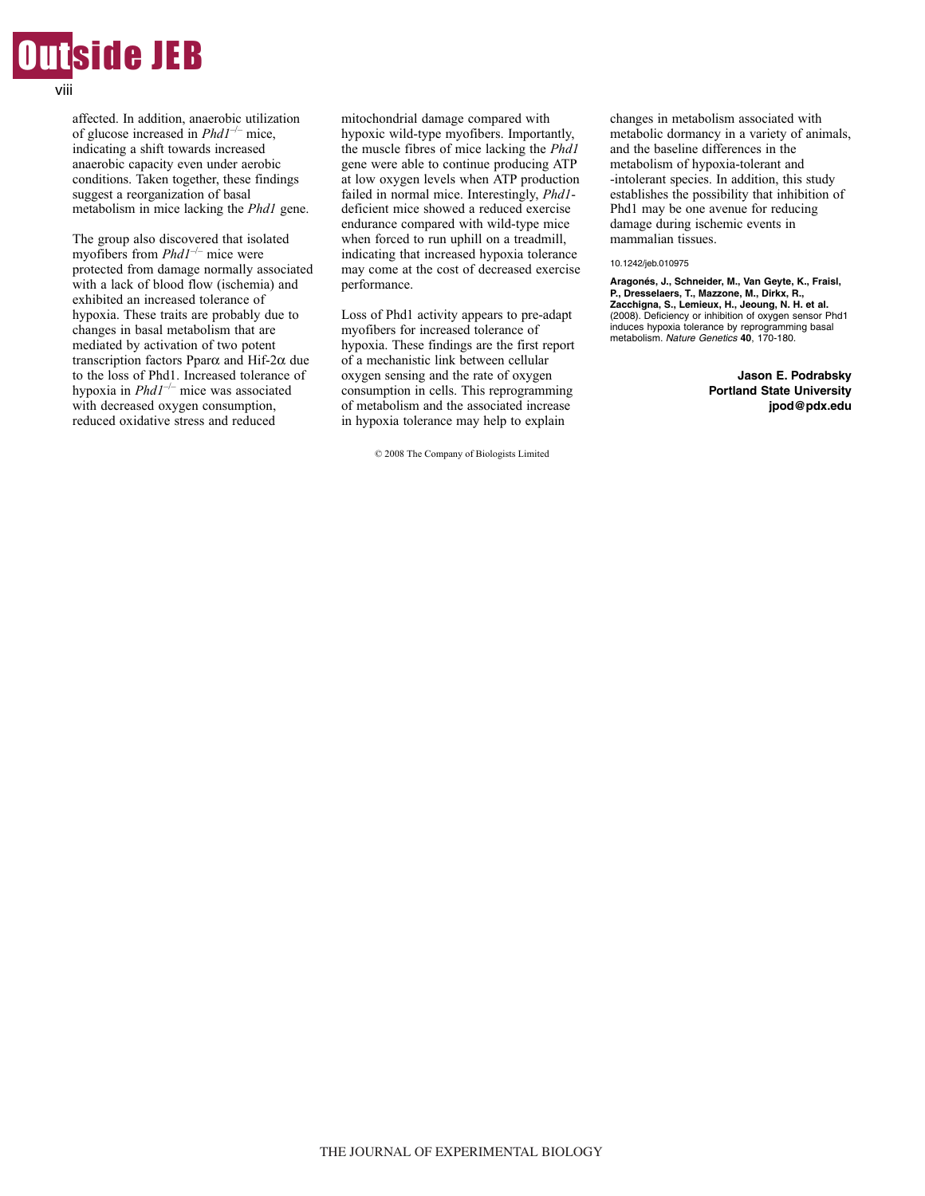affected. In addition, anaerobic utilization of glucose increased in *Phd1*$^{-/-}$ mice, indicating a shift towards increased anaerobic capacity even under aerobic conditions. Taken together, these findings suggest a reorganization of basal metabolism in mice lacking the *Phd1* gene.

The group also discovered that isolated myofibers from *Phd1*$^{-/-}$ mice were protected from damage normally associated with a lack of blood flow (ischemia) and exhibited an increased tolerance of hypoxia. These traits are probably due to changes in basal metabolism that are mediated by activation of two potent transcription factors Ppar$\alpha$ and Hif-2$\alpha$ due to the loss of Phd1. Increased tolerance of hypoxia in *Phd1*$^{-/-}$ mice was associated with decreased oxygen consumption, reduced oxidative stress and reduced mitochondrial damage compared with hypoxic wild-type myofibers. Importantly, the muscle fibres of mice lacking the *Phd1* gene were able to continue producing ATP at low oxygen levels when ATP production failed in normal mice. Interestingly, *Phd1*-deficient mice showed a reduced exercise endurance compared with wild-type mice when forced to run uphill on a treadmill, indicating that increased hypoxia tolerance may come at the cost of decreased exercise performance.

Loss of Phd1 activity appears to pre-adapt myofibers for increased tolerance of hypoxia. These findings are the first report of a mechanistic link between cellular oxygen sensing and the rate of oxygen consumption in cells. This reprogramming of metabolism and the associated increase in hypoxia tolerance may help to explain changes in metabolism associated with metabolic dormancy in a variety of animals, and the baseline differences in the metabolism of hypoxia-tolerant and -intolerant species. In addition, this study establishes the possibility that inhibition of Phd1 may be one avenue for reducing damage during ischemic events in mammalian tissues.

10.1242/jeb.010975

**Aragonés, J., Schneider, M., Van Geyte, K., Fraisl, P., Dresselaers, T., Mazzone, M., Dirkx, R., Zacchigna, S., Lemieux, H., Jeoung, N. H. et al.** (2008). Deficiency or inhibition of oxygen sensor Phd1 induces hypoxia tolerance by reprogramming basal metabolism. *Nature Genetics* **40**, 170-180.

**Jason E. Podrabsky**
**Portland State University**
**jpod@pdx.edu**

© 2008 The Company of Biologists Limited